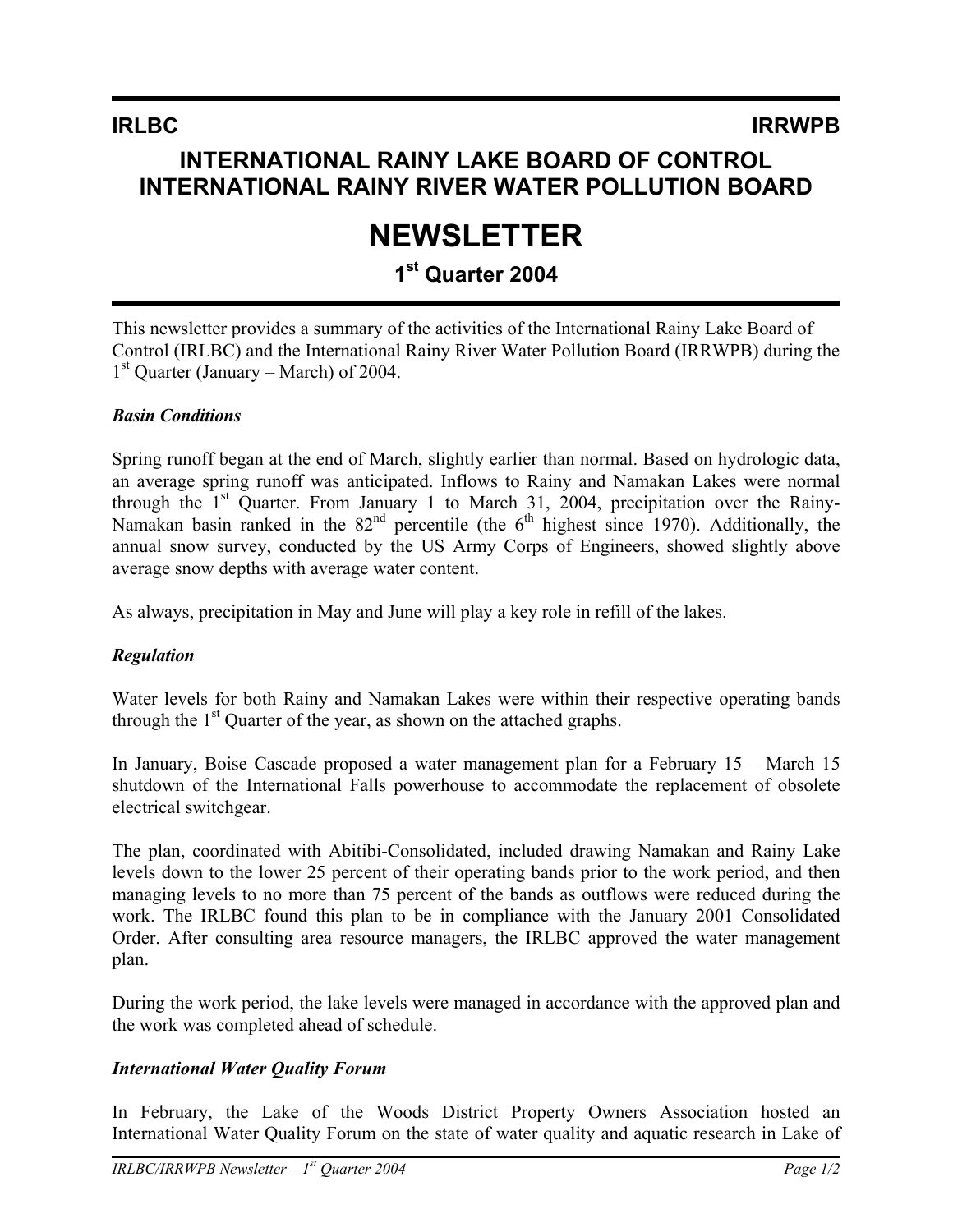**IRLBC** **IRRWPB**

# INTERNATIONAL RAINY LAKE BOARD OF CONTROL
# INTERNATIONAL RAINY RIVER WATER POLLUTION BOARD

# NEWSLETTER

## 1st Quarter 2004

This newsletter provides a summary of the activities of the International Rainy Lake Board of Control (IRLBC) and the International Rainy River Water Pollution Board (IRRWPB) during the 1st Quarter (January – March) of 2004.

### *Basin Conditions*

Spring runoff began at the end of March, slightly earlier than normal. Based on hydrologic data, an average spring runoff was anticipated. Inflows to Rainy and Namakan Lakes were normal through the 1st Quarter. From January 1 to March 31, 2004, precipitation over the Rainy-Namakan basin ranked in the 82nd percentile (the 6th highest since 1970). Additionally, the annual snow survey, conducted by the US Army Corps of Engineers, showed slightly above average snow depths with average water content.

As always, precipitation in May and June will play a key role in refill of the lakes.

### *Regulation*

Water levels for both Rainy and Namakan Lakes were within their respective operating bands through the 1st Quarter of the year, as shown on the attached graphs.

In January, Boise Cascade proposed a water management plan for a February 15 – March 15 shutdown of the International Falls powerhouse to accommodate the replacement of obsolete electrical switchgear.

The plan, coordinated with Abitibi-Consolidated, included drawing Namakan and Rainy Lake levels down to the lower 25 percent of their operating bands prior to the work period, and then managing levels to no more than 75 percent of the bands as outflows were reduced during the work. The IRLBC found this plan to be in compliance with the January 2001 Consolidated Order. After consulting area resource managers, the IRLBC approved the water management plan.

During the work period, the lake levels were managed in accordance with the approved plan and the work was completed ahead of schedule.

### *International Water Quality Forum*

In February, the Lake of the Woods District Property Owners Association hosted an International Water Quality Forum on the state of water quality and aquatic research in Lake of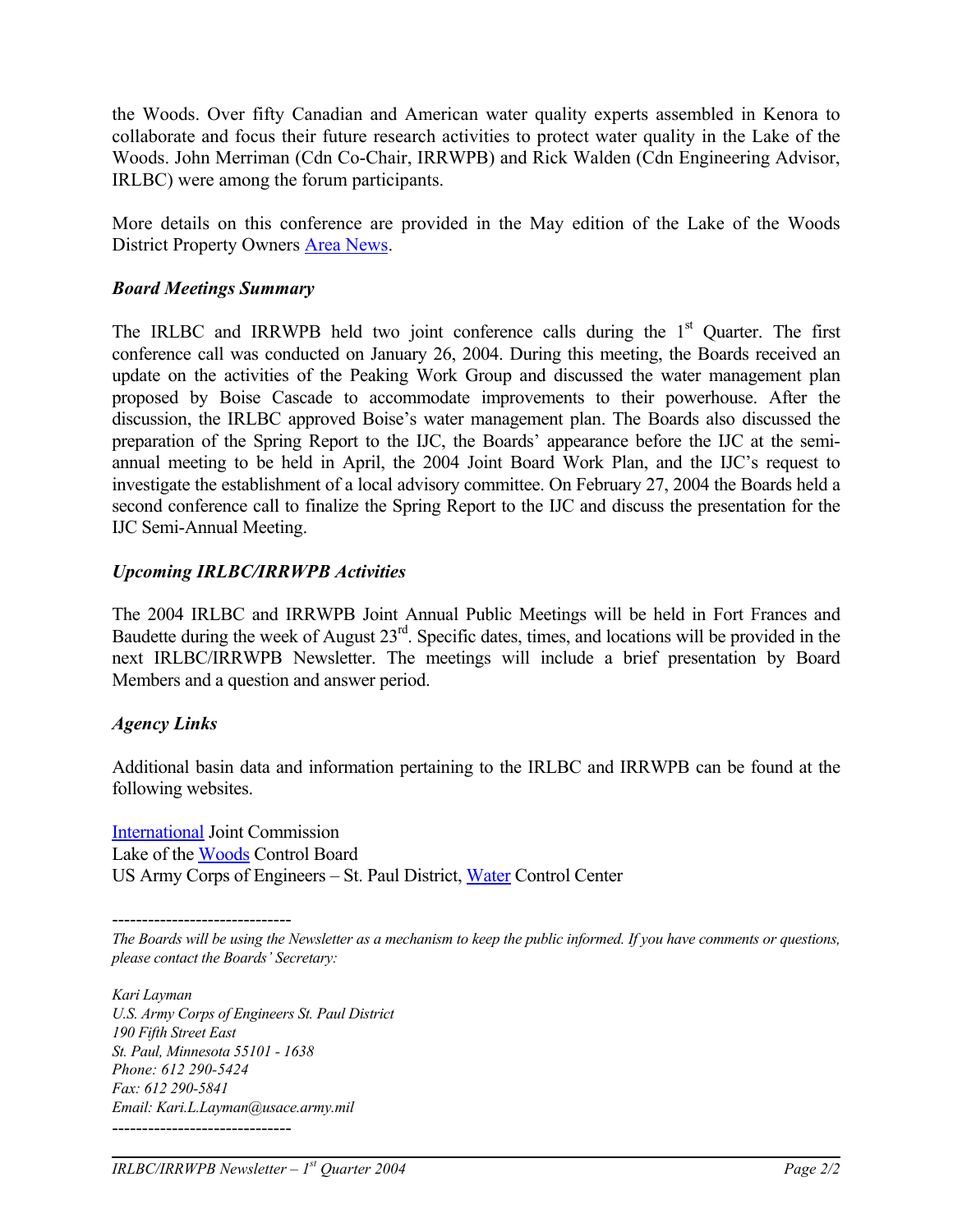the Woods. Over fifty Canadian and American water quality experts assembled in Kenora to collaborate and focus their future research activities to protect water quality in the Lake of the Woods. John Merriman (Cdn Co-Chair, IRRWPB) and Rick Walden (Cdn Engineering Advisor, IRLBC) were among the forum participants.

More details on this conference are provided in the May edition of the Lake of the Woods District Property Owners Area News.

### *Board Meetings Summary*

The IRLBC and IRRWPB held two joint conference calls during the 1st Quarter. The first conference call was conducted on January 26, 2004. During this meeting, the Boards received an update on the activities of the Peaking Work Group and discussed the water management plan proposed by Boise Cascade to accommodate improvements to their powerhouse. After the discussion, the IRLBC approved Boise's water management plan. The Boards also discussed the preparation of the Spring Report to the IJC, the Boards' appearance before the IJC at the semi-annual meeting to be held in April, the 2004 Joint Board Work Plan, and the IJC's request to investigate the establishment of a local advisory committee. On February 27, 2004 the Boards held a second conference call to finalize the Spring Report to the IJC and discuss the presentation for the IJC Semi-Annual Meeting.

### *Upcoming IRLBC/IRRWPB Activities*

The 2004 IRLBC and IRRWPB Joint Annual Public Meetings will be held in Fort Frances and Baudette during the week of August 23rd. Specific dates, times, and locations will be provided in the next IRLBC/IRRWPB Newsletter. The meetings will include a brief presentation by Board Members and a question and answer period.

### *Agency Links*

Additional basin data and information pertaining to the IRLBC and IRRWPB can be found at the following websites.

International Joint Commission
Lake of the Woods Control Board
US Army Corps of Engineers – St. Paul District, Water Control Center

------------------------------

*The Boards will be using the Newsletter as a mechanism to keep the public informed. If you have comments or questions, please contact the Boards' Secretary:*

*Kari Layman*
*U.S. Army Corps of Engineers St. Paul District*
*190 Fifth Street East*
*St. Paul, Minnesota 55101 - 1638*
*Phone: 612 290-5424*
*Fax: 612 290-5841*
*Email: Kari.L.Layman@usace.army.mil*

------------------------------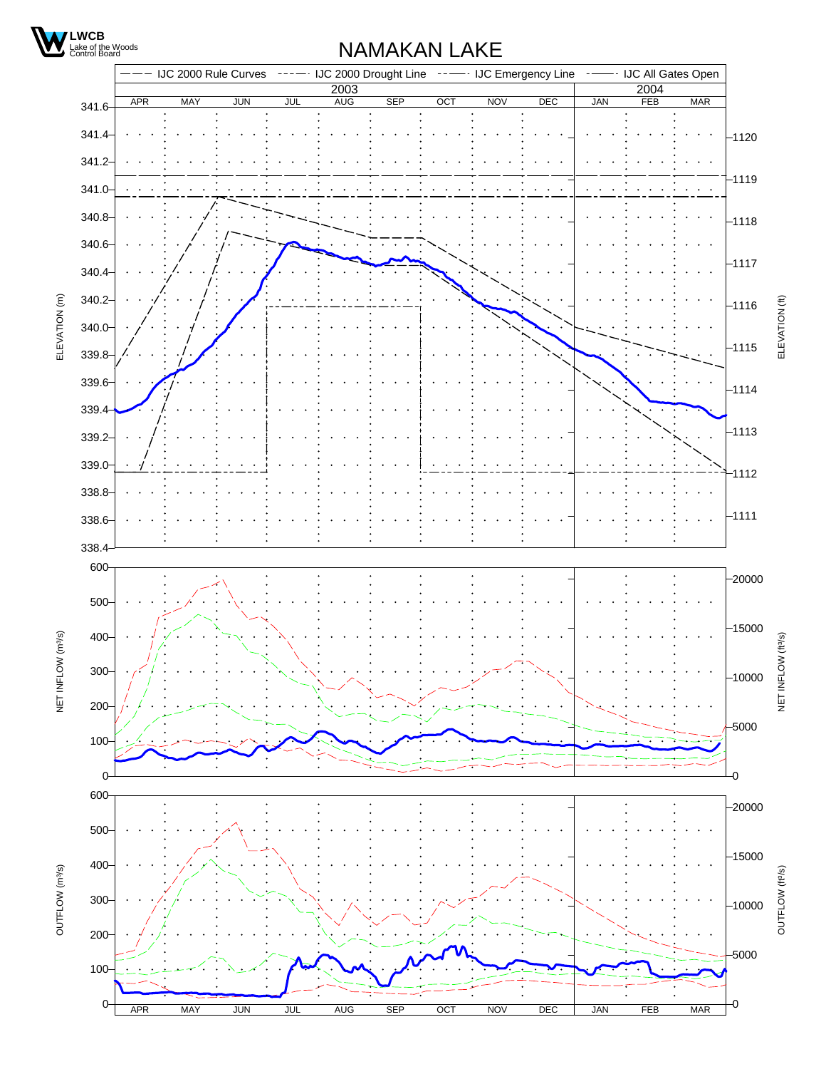LWCB
Lake of the Woods Control Board

# NAMAKAN LAKE

IJC 2000 Rule Curves · IJC 2000 Drought Line · IJC Emergency Line · IJC All Gates Open

2003: APR MAY JUN JUL AUG SEP OCT NOV DEC | 2004: JAN FEB MAR

ELEVATION (m): 338.4, 338.6, 338.8, 339.0, 339.2, 339.4, 339.6, 339.8, 340.0, 340.2, 340.4, 340.6, 340.8, 341.0, 341.2, 341.4, 341.6

ELEVATION (ft): 1111, 1112, 1113, 1114, 1115, 1116, 1117, 1118, 1119, 1120

NET INFLOW (m³/s): 0, 100, 200, 300, 400, 500, 600

NET INFLOW (ft³/s): 0, 5000, 10000, 15000, 20000

OUTFLOW (m³/s): 0, 100, 200, 300, 400, 500, 600

OUTFLOW (ft³/s): 0, 5000, 10000, 15000, 20000

APR MAY JUN JUL AUG SEP OCT NOV DEC JAN FEB MAR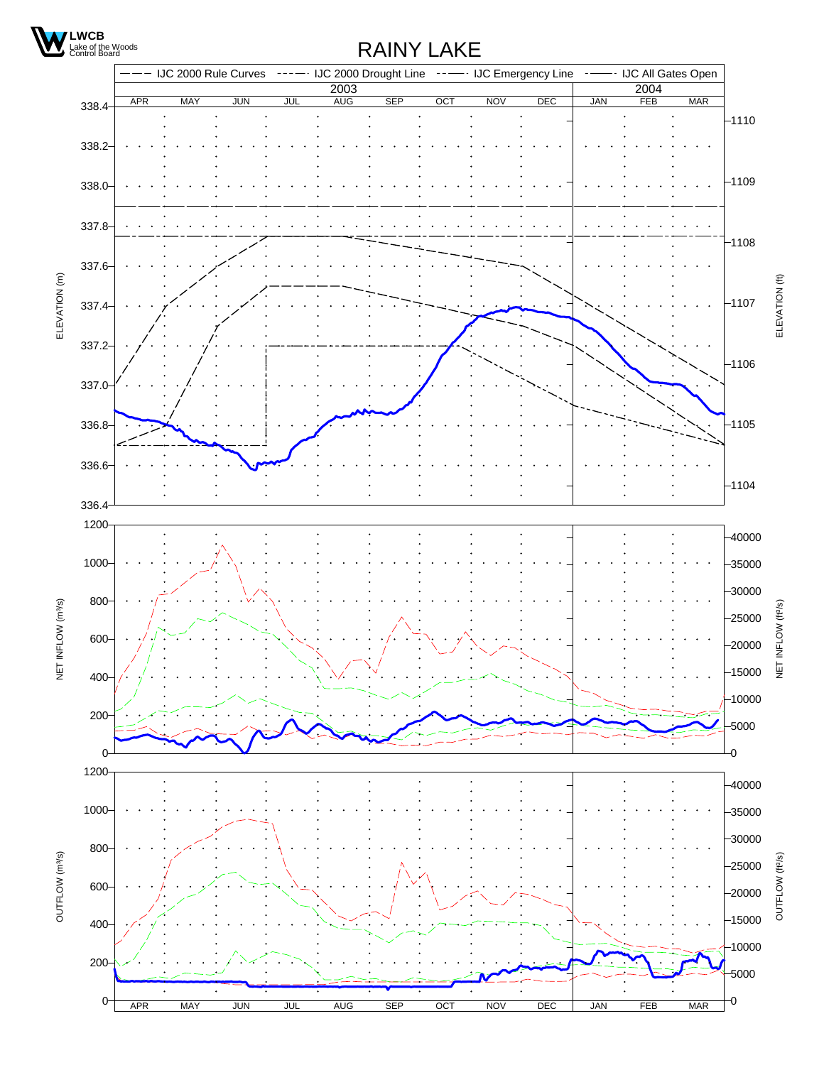LWCB
Lake of the Woods
Control Board

# RAINY LAKE

IJC 2000 Rule Curves
IJC 2000 Drought Line
IJC Emergency Line
IJC All Gates Open

2003
2004

APR MAY JUN JUL AUG SEP OCT NOV DEC JAN FEB MAR

ELEVATION (m)

338.4
338.2
338.0
337.8
337.6
337.4
337.2
337.0
336.8
336.6
336.4

ELEVATION (ft)

1110
1109
1108
1107
1106
1105
1104

NET INFLOW (m³/s)

1200
1000
800
600
400
200
0

NET INFLOW (ft³/s)

40000
35000
30000
25000
20000
15000
10000
5000
0

OUTFLOW (m³/s)

1200
1000
800
600
400
200
0

OUTFLOW (ft³/s)

40000
35000
30000
25000
20000
15000
10000
5000
0

APR MAY JUN JUL AUG SEP OCT NOV DEC JAN FEB MAR